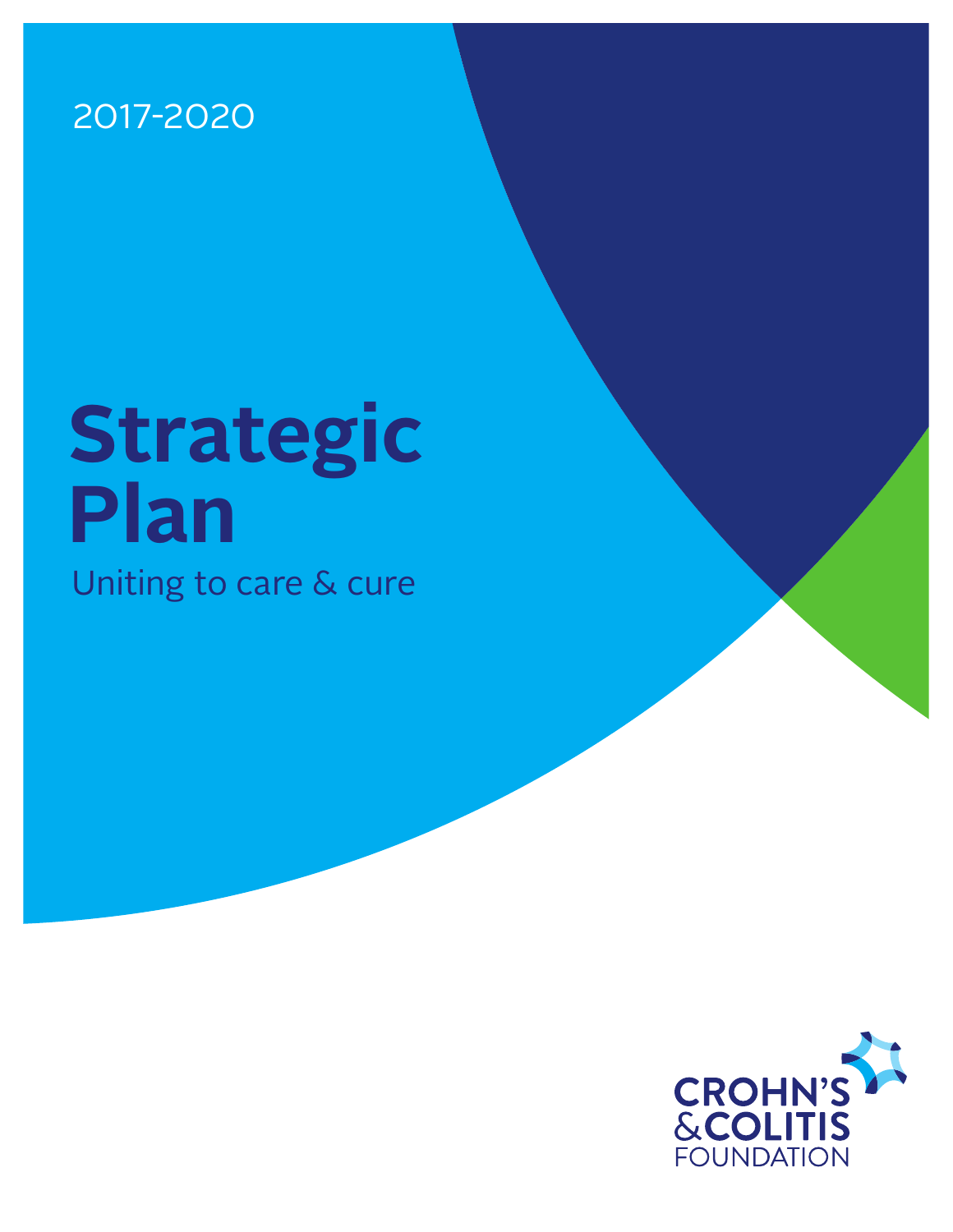2017-2020

# Strategic Plan

Uniting to care & cure

CROHN'S & COLITIS FOUNDATION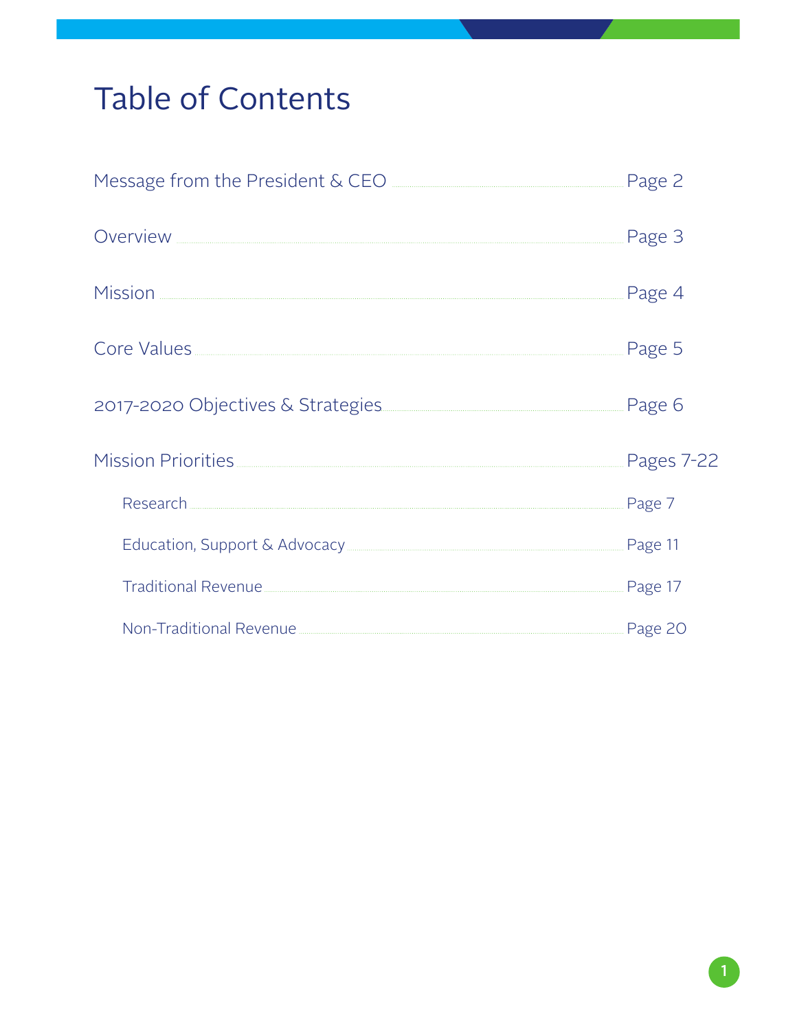# Table of Contents

| Section | Page |
|---|---|
| Message from the President & CEO | Page 2 |
| Overview | Page 3 |
| Mission | Page 4 |
| Core Values | Page 5 |
| 2017-2020 Objectives & Strategies | Page 6 |
| Mission Priorities | Pages 7-22 |
| Research | Page 7 |
| Education, Support & Advocacy | Page 11 |
| Traditional Revenue | Page 17 |
| Non-Traditional Revenue | Page 20 |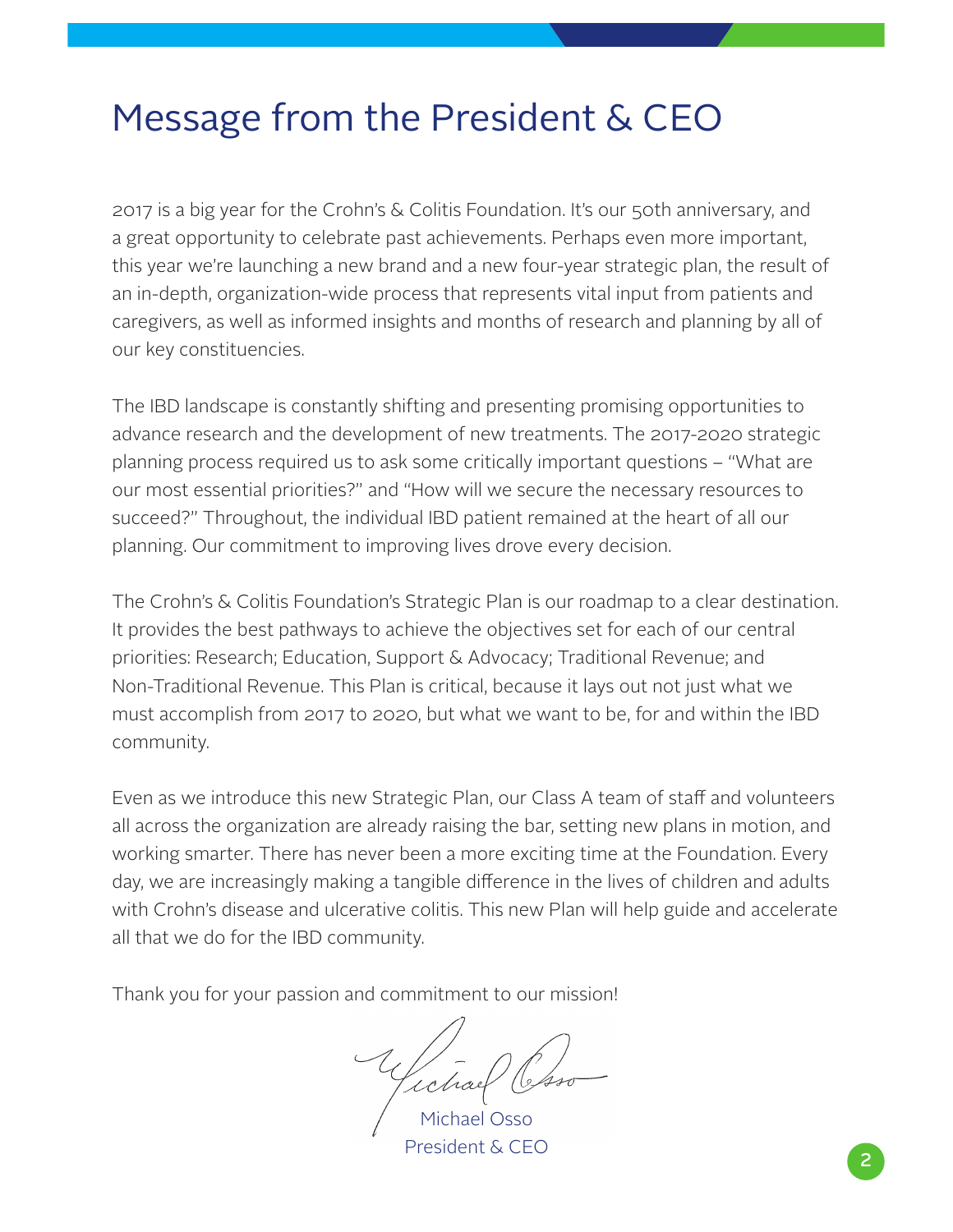# Message from the President & CEO

2017 is a big year for the Crohn's & Colitis Foundation. It's our 50th anniversary, and a great opportunity to celebrate past achievements. Perhaps even more important, this year we're launching a new brand and a new four-year strategic plan, the result of an in-depth, organization-wide process that represents vital input from patients and caregivers, as well as informed insights and months of research and planning by all of our key constituencies.

The IBD landscape is constantly shifting and presenting promising opportunities to advance research and the development of new treatments. The 2017-2020 strategic planning process required us to ask some critically important questions – "What are our most essential priorities?" and "How will we secure the necessary resources to succeed?" Throughout, the individual IBD patient remained at the heart of all our planning. Our commitment to improving lives drove every decision.

The Crohn's & Colitis Foundation's Strategic Plan is our roadmap to a clear destination. It provides the best pathways to achieve the objectives set for each of our central priorities: Research; Education, Support & Advocacy; Traditional Revenue; and Non-Traditional Revenue. This Plan is critical, because it lays out not just what we must accomplish from 2017 to 2020, but what we want to be, for and within the IBD community.

Even as we introduce this new Strategic Plan, our Class A team of staff and volunteers all across the organization are already raising the bar, setting new plans in motion, and working smarter. There has never been a more exciting time at the Foundation. Every day, we are increasingly making a tangible difference in the lives of children and adults with Crohn's disease and ulcerative colitis. This new Plan will help guide and accelerate all that we do for the IBD community.

Thank you for your passion and commitment to our mission!

Michael Osso
President & CEO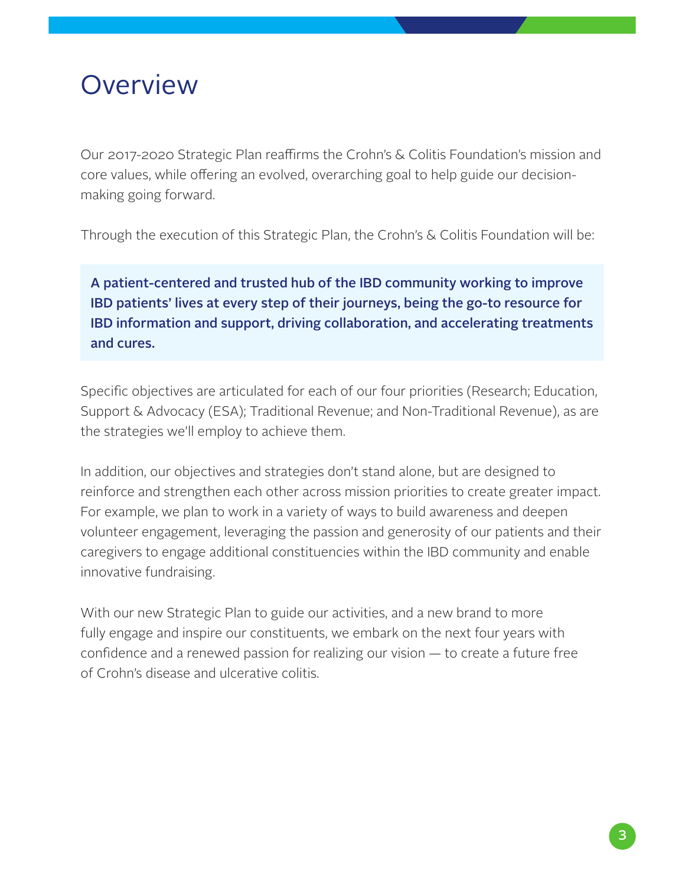# Overview

Our 2017-2020 Strategic Plan reaffirms the Crohn's & Colitis Foundation's mission and core values, while offering an evolved, overarching goal to help guide our decision-making going forward.

Through the execution of this Strategic Plan, the Crohn's & Colitis Foundation will be:

> **A patient-centered and trusted hub of the IBD community working to improve IBD patients' lives at every step of their journeys, being the go-to resource for IBD information and support, driving collaboration, and accelerating treatments and cures.**

Specific objectives are articulated for each of our four priorities (Research; Education, Support & Advocacy (ESA); Traditional Revenue; and Non-Traditional Revenue), as are the strategies we'll employ to achieve them.

In addition, our objectives and strategies don't stand alone, but are designed to reinforce and strengthen each other across mission priorities to create greater impact. For example, we plan to work in a variety of ways to build awareness and deepen volunteer engagement, leveraging the passion and generosity of our patients and their caregivers to engage additional constituencies within the IBD community and enable innovative fundraising.

With our new Strategic Plan to guide our activities, and a new brand to more fully engage and inspire our constituents, we embark on the next four years with confidence and a renewed passion for realizing our vision — to create a future free of Crohn's disease and ulcerative colitis.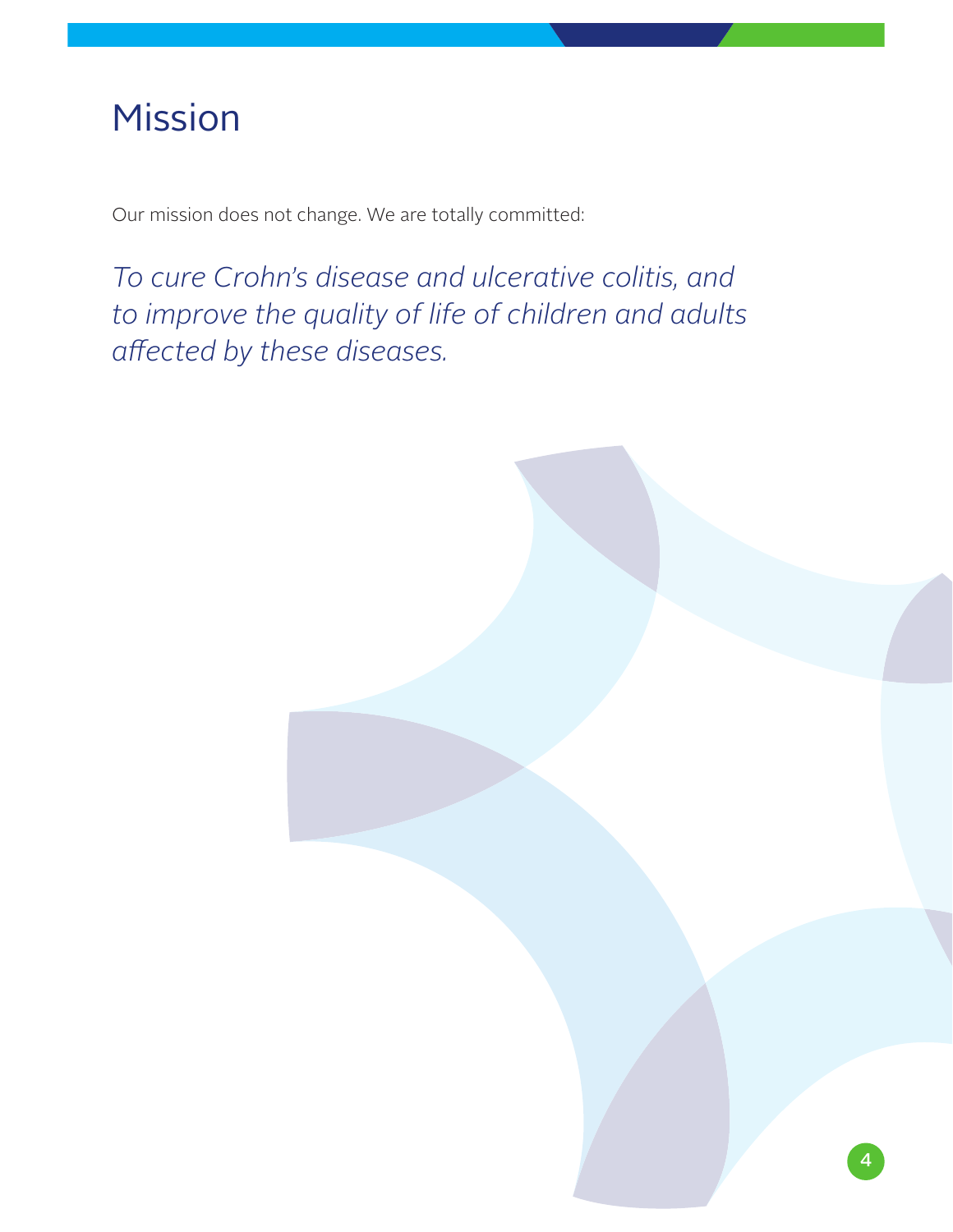# Mission

Our mission does not change. We are totally committed:

*To cure Crohn's disease and ulcerative colitis, and to improve the quality of life of children and adults affected by these diseases.*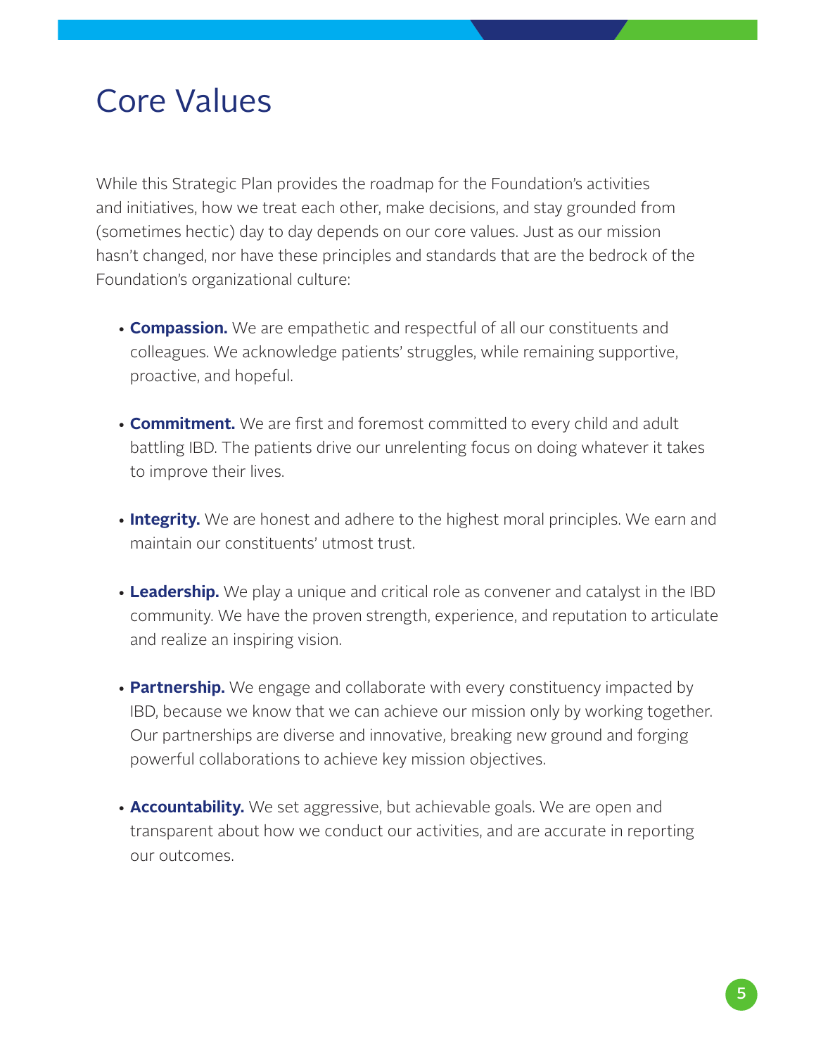# Core Values

While this Strategic Plan provides the roadmap for the Foundation's activities and initiatives, how we treat each other, make decisions, and stay grounded from (sometimes hectic) day to day depends on our core values. Just as our mission hasn't changed, nor have these principles and standards that are the bedrock of the Foundation's organizational culture:

- **Compassion.** We are empathetic and respectful of all our constituents and colleagues. We acknowledge patients' struggles, while remaining supportive, proactive, and hopeful.
- **Commitment.** We are first and foremost committed to every child and adult battling IBD. The patients drive our unrelenting focus on doing whatever it takes to improve their lives.
- **Integrity.** We are honest and adhere to the highest moral principles. We earn and maintain our constituents' utmost trust.
- **Leadership.** We play a unique and critical role as convener and catalyst in the IBD community. We have the proven strength, experience, and reputation to articulate and realize an inspiring vision.
- **Partnership.** We engage and collaborate with every constituency impacted by IBD, because we know that we can achieve our mission only by working together. Our partnerships are diverse and innovative, breaking new ground and forging powerful collaborations to achieve key mission objectives.
- **Accountability.** We set aggressive, but achievable goals. We are open and transparent about how we conduct our activities, and are accurate in reporting our outcomes.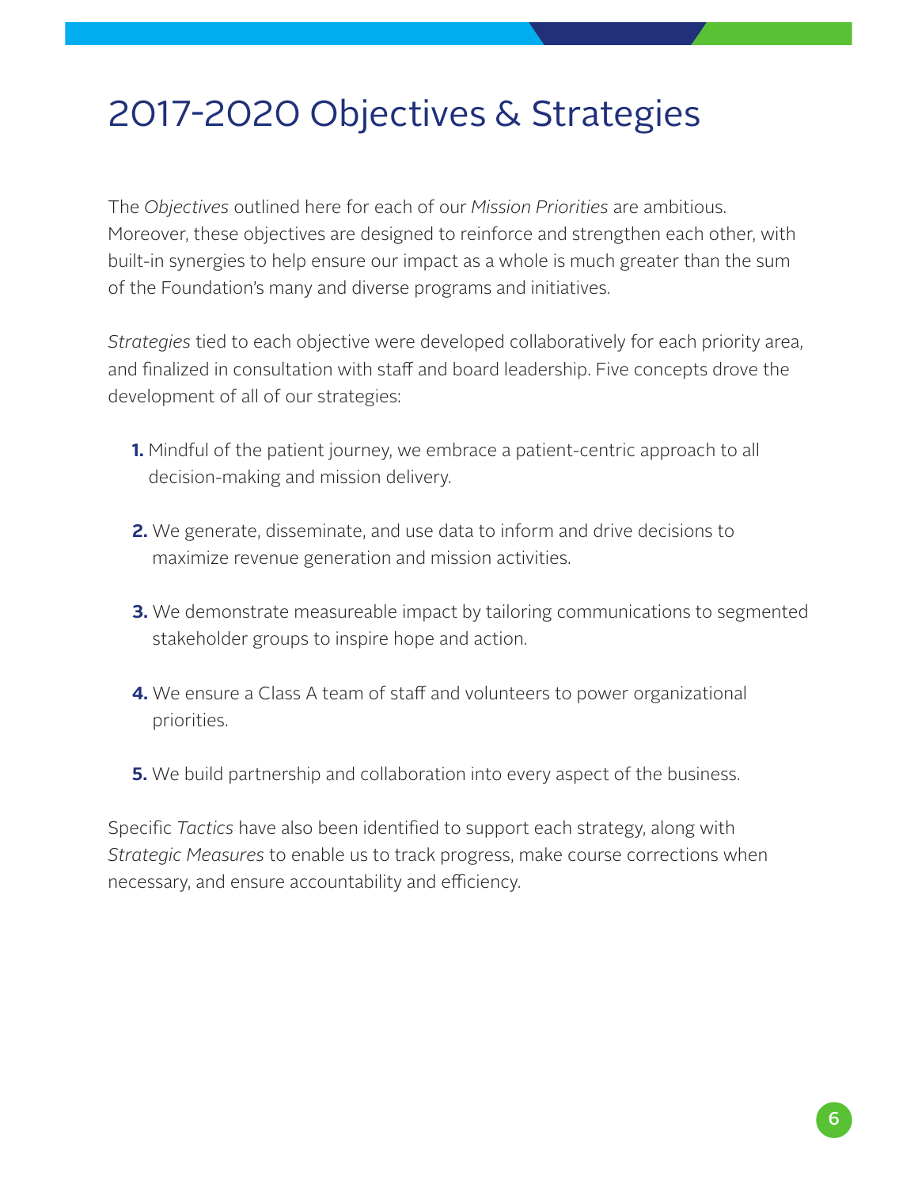# 2017-2020 Objectives & Strategies

The *Objectives* outlined here for each of our *Mission Priorities* are ambitious. Moreover, these objectives are designed to reinforce and strengthen each other, with built-in synergies to help ensure our impact as a whole is much greater than the sum of the Foundation's many and diverse programs and initiatives.

*Strategies* tied to each objective were developed collaboratively for each priority area, and finalized in consultation with staff and board leadership. Five concepts drove the development of all of our strategies:

1. Mindful of the patient journey, we embrace a patient-centric approach to all decision-making and mission delivery.
2. We generate, disseminate, and use data to inform and drive decisions to maximize revenue generation and mission activities.
3. We demonstrate measureable impact by tailoring communications to segmented stakeholder groups to inspire hope and action.
4. We ensure a Class A team of staff and volunteers to power organizational priorities.
5. We build partnership and collaboration into every aspect of the business.

Specific *Tactics* have also been identified to support each strategy, along with *Strategic Measures* to enable us to track progress, make course corrections when necessary, and ensure accountability and efficiency.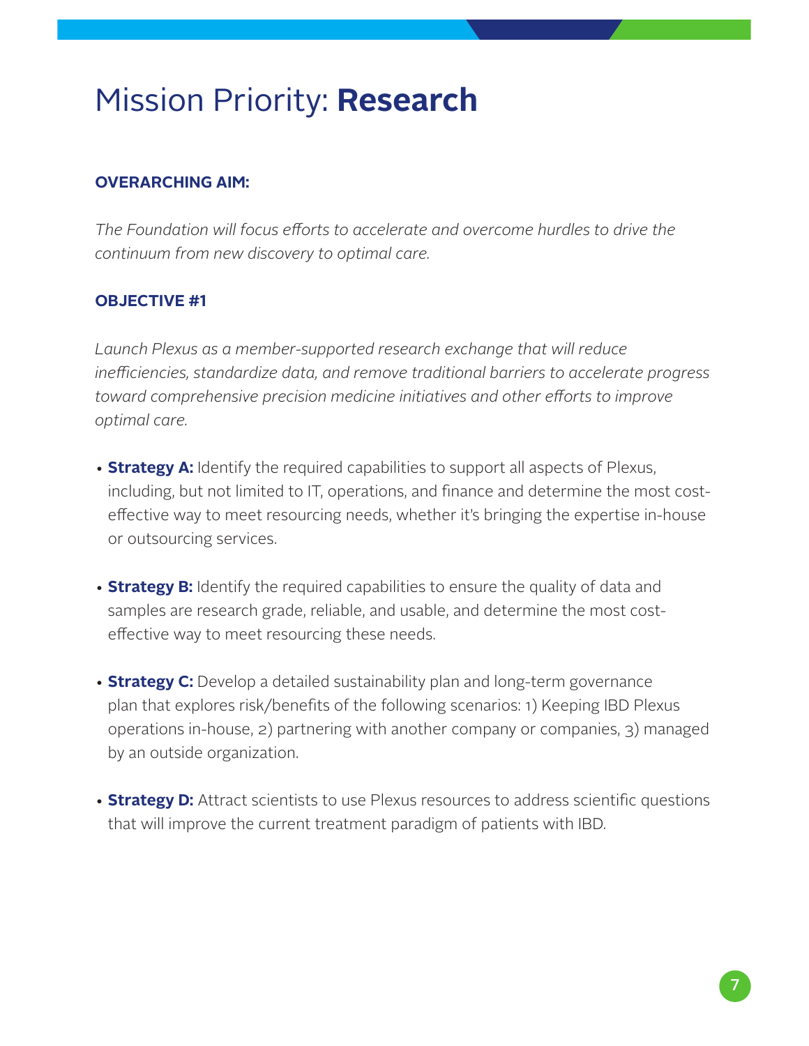# Mission Priority: **Research**

**OVERARCHING AIM:**

*The Foundation will focus efforts to accelerate and overcome hurdles to drive the continuum from new discovery to optimal care.*

**OBJECTIVE #1**

*Launch Plexus as a member-supported research exchange that will reduce inefficiencies, standardize data, and remove traditional barriers to accelerate progress toward comprehensive precision medicine initiatives and other efforts to improve optimal care.*

- **Strategy A:** Identify the required capabilities to support all aspects of Plexus, including, but not limited to IT, operations, and finance and determine the most cost-effective way to meet resourcing needs, whether it's bringing the expertise in-house or outsourcing services.
- **Strategy B:** Identify the required capabilities to ensure the quality of data and samples are research grade, reliable, and usable, and determine the most cost-effective way to meet resourcing these needs.
- **Strategy C:** Develop a detailed sustainability plan and long-term governance plan that explores risk/benefits of the following scenarios: 1) Keeping IBD Plexus operations in-house, 2) partnering with another company or companies, 3) managed by an outside organization.
- **Strategy D:** Attract scientists to use Plexus resources to address scientific questions that will improve the current treatment paradigm of patients with IBD.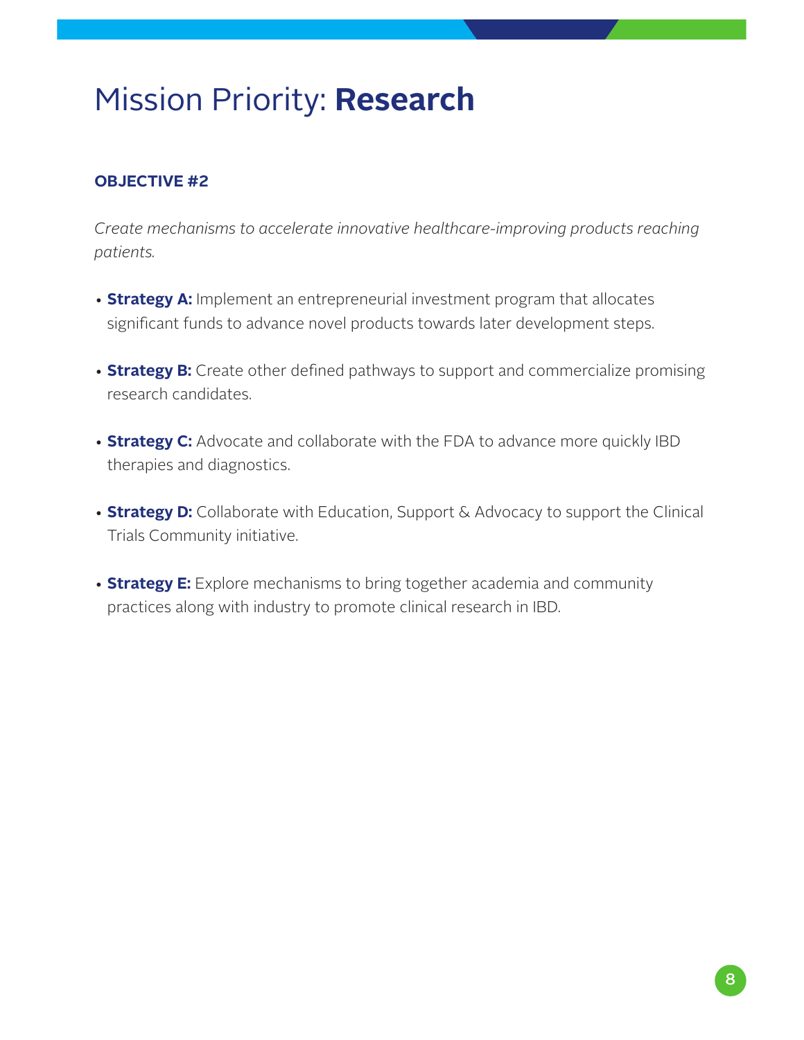# Mission Priority: **Research**

**OBJECTIVE #2**

*Create mechanisms to accelerate innovative healthcare-improving products reaching patients.*

- **Strategy A:** Implement an entrepreneurial investment program that allocates significant funds to advance novel products towards later development steps.
- **Strategy B:** Create other defined pathways to support and commercialize promising research candidates.
- **Strategy C:** Advocate and collaborate with the FDA to advance more quickly IBD therapies and diagnostics.
- **Strategy D:** Collaborate with Education, Support & Advocacy to support the Clinical Trials Community initiative.
- **Strategy E:** Explore mechanisms to bring together academia and community practices along with industry to promote clinical research in IBD.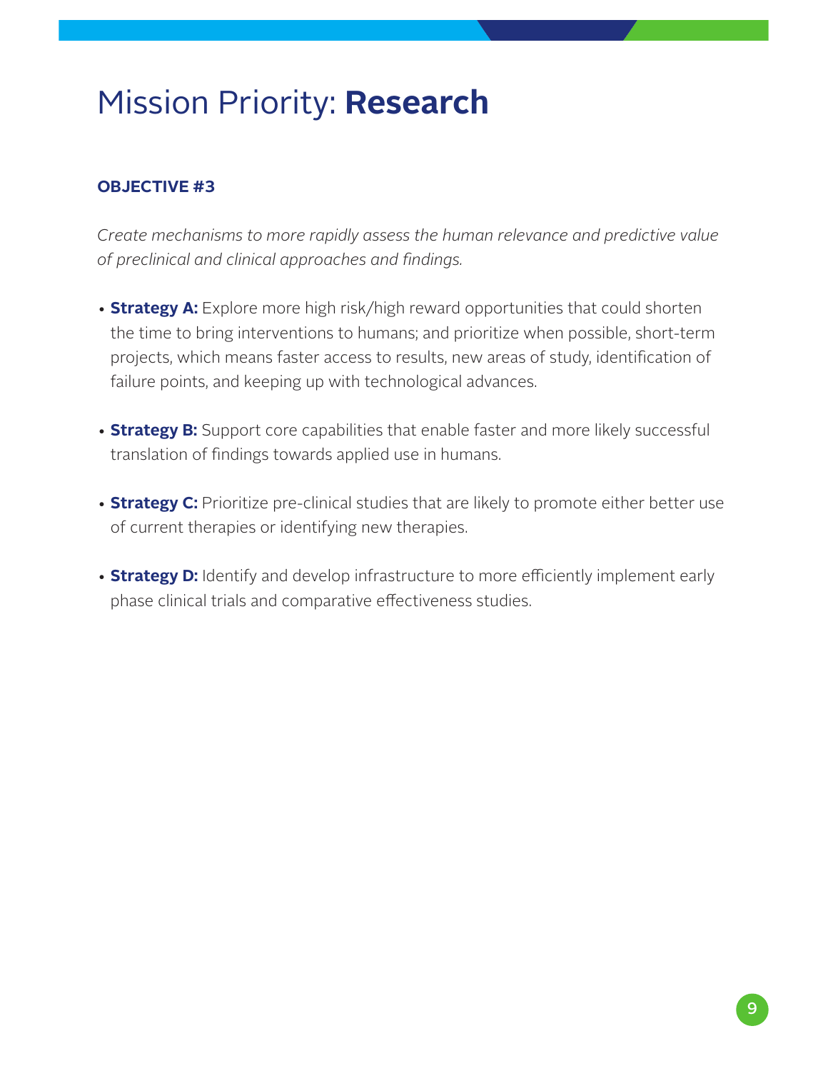# Mission Priority: **Research**

**OBJECTIVE #3**

*Create mechanisms to more rapidly assess the human relevance and predictive value of preclinical and clinical approaches and findings.*

- **Strategy A:** Explore more high risk/high reward opportunities that could shorten the time to bring interventions to humans; and prioritize when possible, short-term projects, which means faster access to results, new areas of study, identification of failure points, and keeping up with technological advances.
- **Strategy B:** Support core capabilities that enable faster and more likely successful translation of findings towards applied use in humans.
- **Strategy C:** Prioritize pre-clinical studies that are likely to promote either better use of current therapies or identifying new therapies.
- **Strategy D:** Identify and develop infrastructure to more efficiently implement early phase clinical trials and comparative effectiveness studies.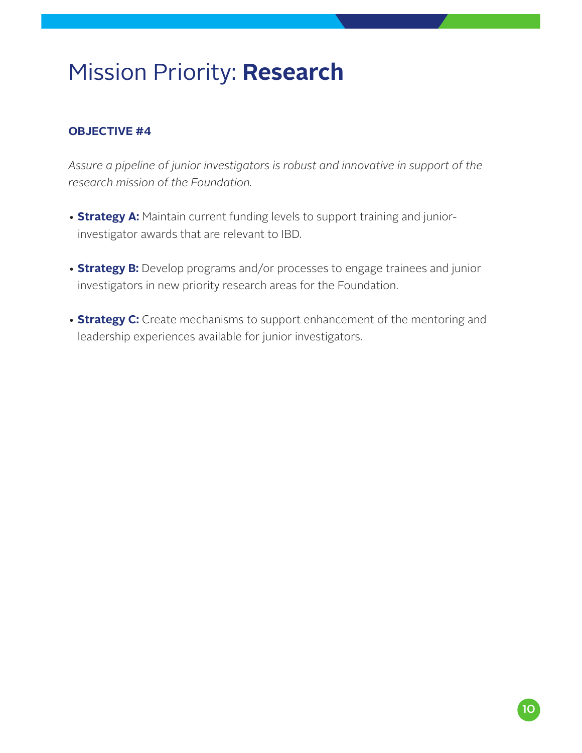# Mission Priority: **Research**

**OBJECTIVE #4**

*Assure a pipeline of junior investigators is robust and innovative in support of the research mission of the Foundation.*

- **Strategy A:** Maintain current funding levels to support training and junior-investigator awards that are relevant to IBD.
- **Strategy B:** Develop programs and/or processes to engage trainees and junior investigators in new priority research areas for the Foundation.
- **Strategy C:** Create mechanisms to support enhancement of the mentoring and leadership experiences available for junior investigators.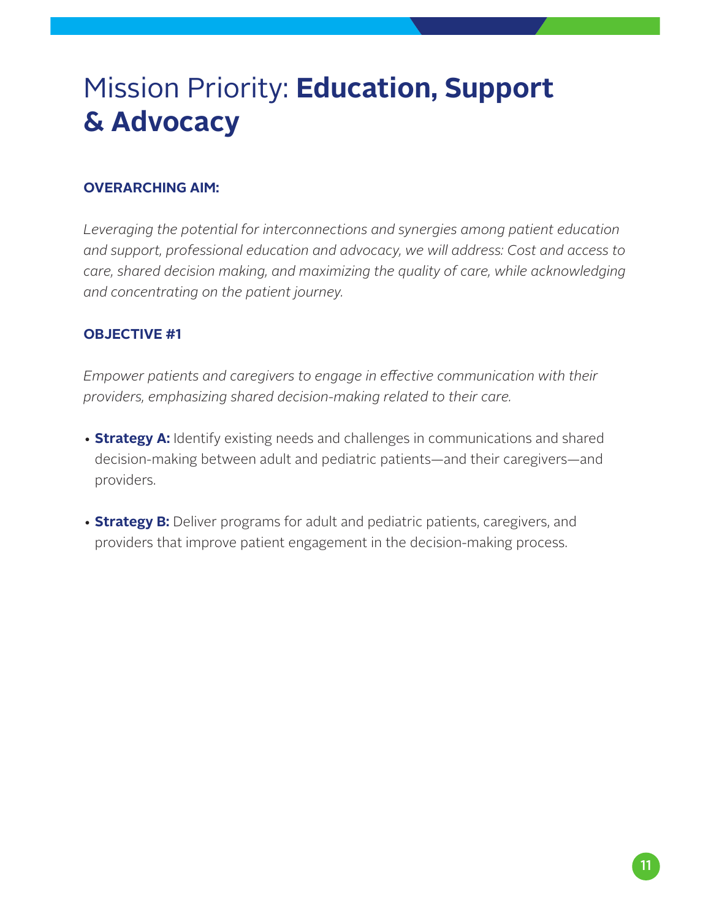# Mission Priority: **Education, Support & Advocacy**

**OVERARCHING AIM:**

*Leveraging the potential for interconnections and synergies among patient education and support, professional education and advocacy, we will address: Cost and access to care, shared decision making, and maximizing the quality of care, while acknowledging and concentrating on the patient journey.*

**OBJECTIVE #1**

*Empower patients and caregivers to engage in effective communication with their providers, emphasizing shared decision-making related to their care.*

- **Strategy A:** Identify existing needs and challenges in communications and shared decision-making between adult and pediatric patients—and their caregivers—and providers.
- **Strategy B:** Deliver programs for adult and pediatric patients, caregivers, and providers that improve patient engagement in the decision-making process.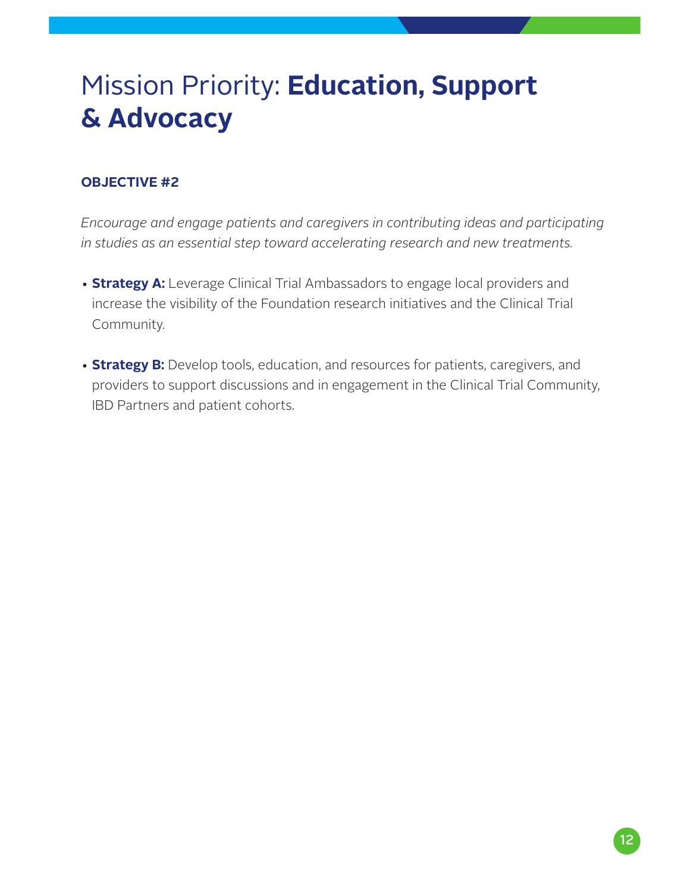# Mission Priority: **Education, Support & Advocacy**

**OBJECTIVE #2**

*Encourage and engage patients and caregivers in contributing ideas and participating in studies as an essential step toward accelerating research and new treatments.*

- **Strategy A:** Leverage Clinical Trial Ambassadors to engage local providers and increase the visibility of the Foundation research initiatives and the Clinical Trial Community.
- **Strategy B:** Develop tools, education, and resources for patients, caregivers, and providers to support discussions and in engagement in the Clinical Trial Community, IBD Partners and patient cohorts.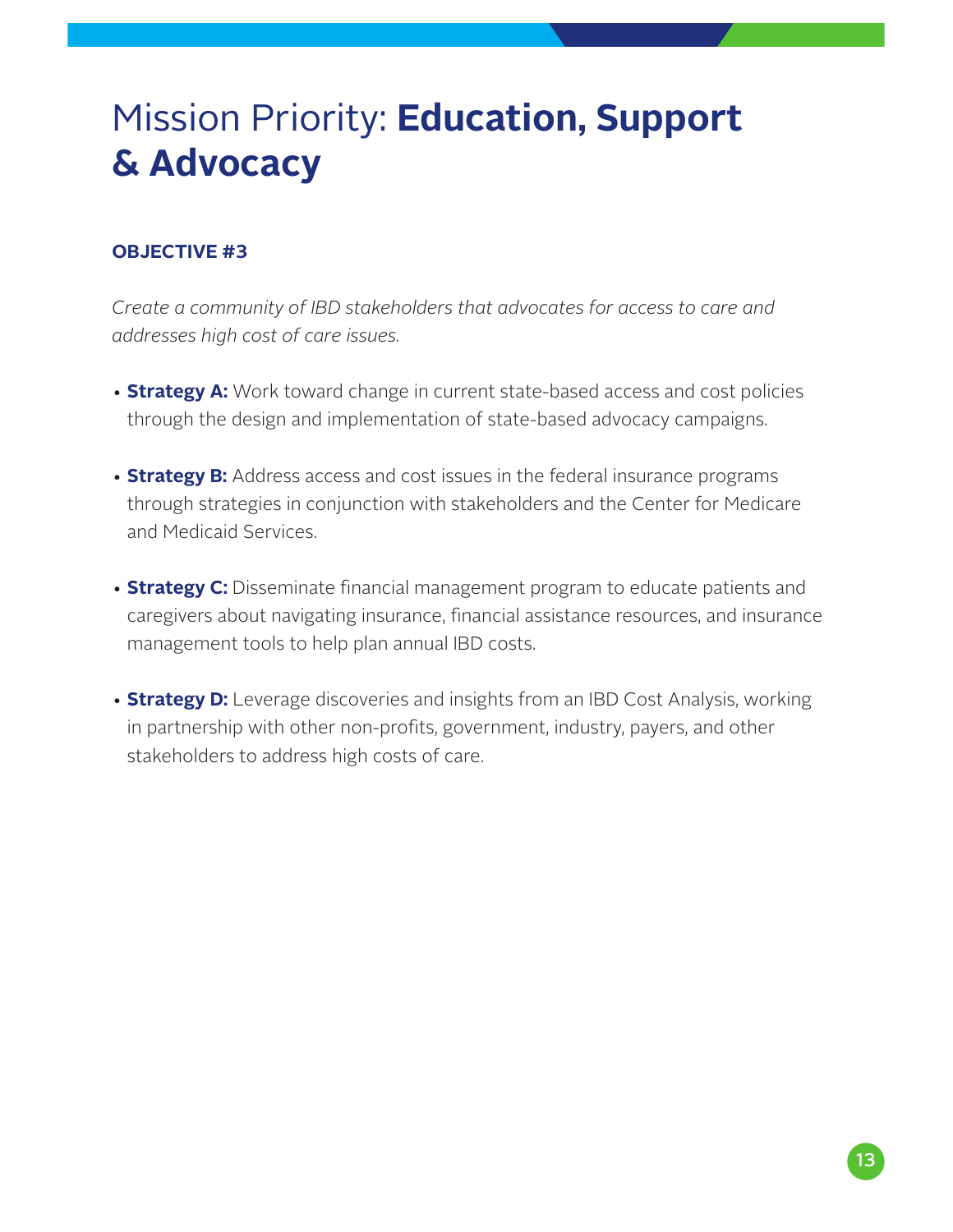# Mission Priority: **Education, Support & Advocacy**

**OBJECTIVE #3**

*Create a community of IBD stakeholders that advocates for access to care and addresses high cost of care issues.*

- **Strategy A:** Work toward change in current state-based access and cost policies through the design and implementation of state-based advocacy campaigns.
- **Strategy B:** Address access and cost issues in the federal insurance programs through strategies in conjunction with stakeholders and the Center for Medicare and Medicaid Services.
- **Strategy C:** Disseminate financial management program to educate patients and caregivers about navigating insurance, financial assistance resources, and insurance management tools to help plan annual IBD costs.
- **Strategy D:** Leverage discoveries and insights from an IBD Cost Analysis, working in partnership with other non-profits, government, industry, payers, and other stakeholders to address high costs of care.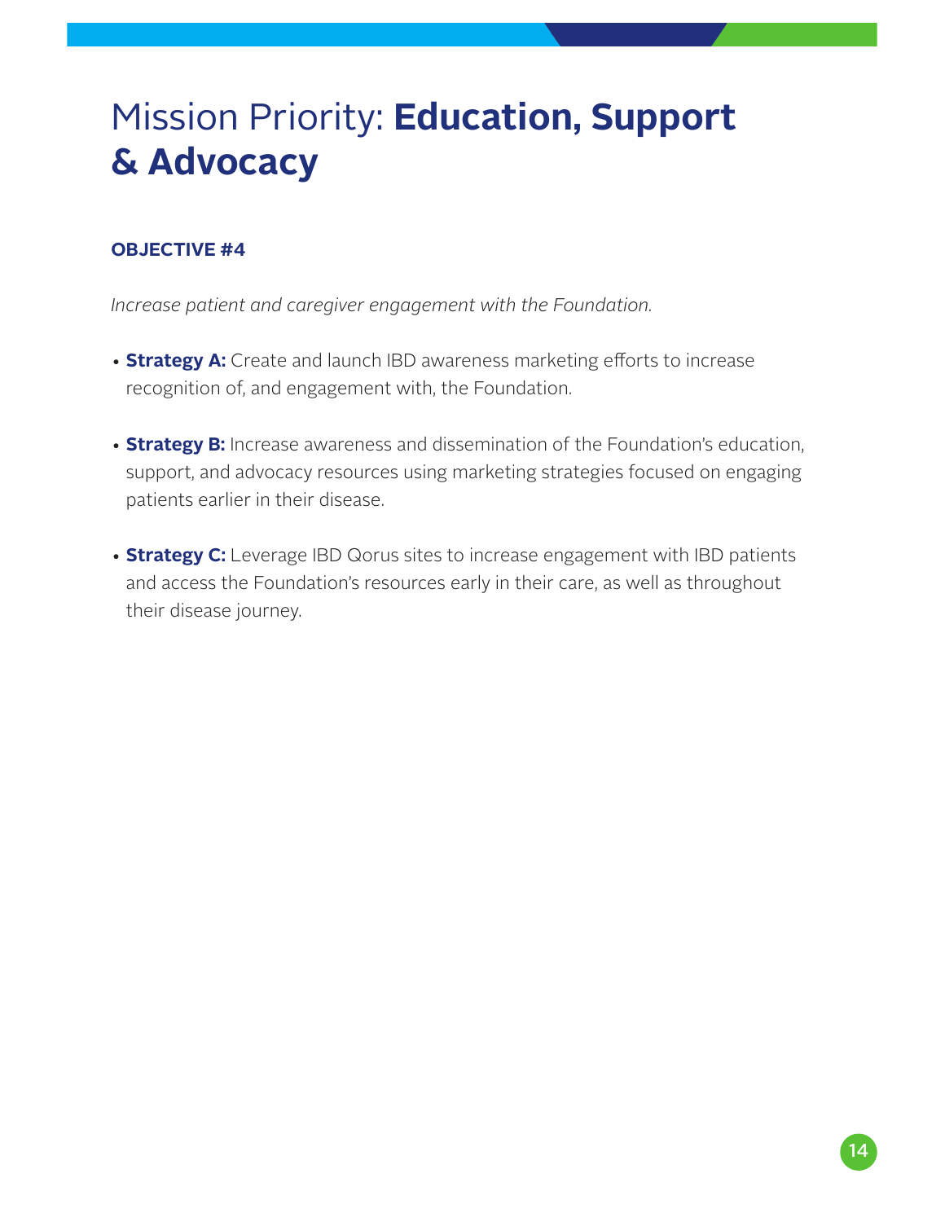# Mission Priority: **Education, Support & Advocacy**

**OBJECTIVE #4**

*Increase patient and caregiver engagement with the Foundation.*

- **Strategy A:** Create and launch IBD awareness marketing efforts to increase recognition of, and engagement with, the Foundation.
- **Strategy B:** Increase awareness and dissemination of the Foundation's education, support, and advocacy resources using marketing strategies focused on engaging patients earlier in their disease.
- **Strategy C:** Leverage IBD Qorus sites to increase engagement with IBD patients and access the Foundation's resources early in their care, as well as throughout their disease journey.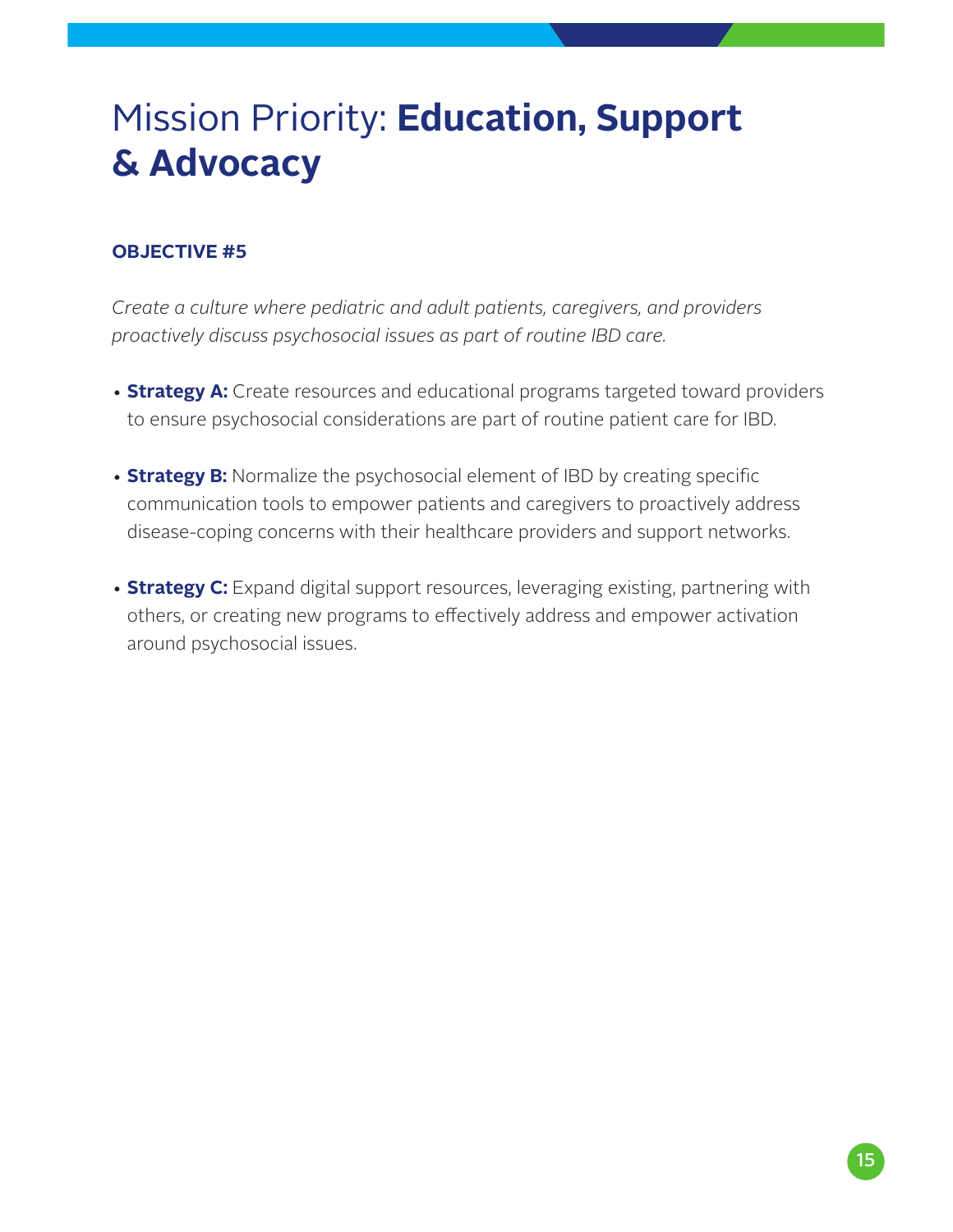# Mission Priority: **Education, Support & Advocacy**

**OBJECTIVE #5**

*Create a culture where pediatric and adult patients, caregivers, and providers proactively discuss psychosocial issues as part of routine IBD care.*

- **Strategy A:** Create resources and educational programs targeted toward providers to ensure psychosocial considerations are part of routine patient care for IBD.
- **Strategy B:** Normalize the psychosocial element of IBD by creating specific communication tools to empower patients and caregivers to proactively address disease-coping concerns with their healthcare providers and support networks.
- **Strategy C:** Expand digital support resources, leveraging existing, partnering with others, or creating new programs to effectively address and empower activation around psychosocial issues.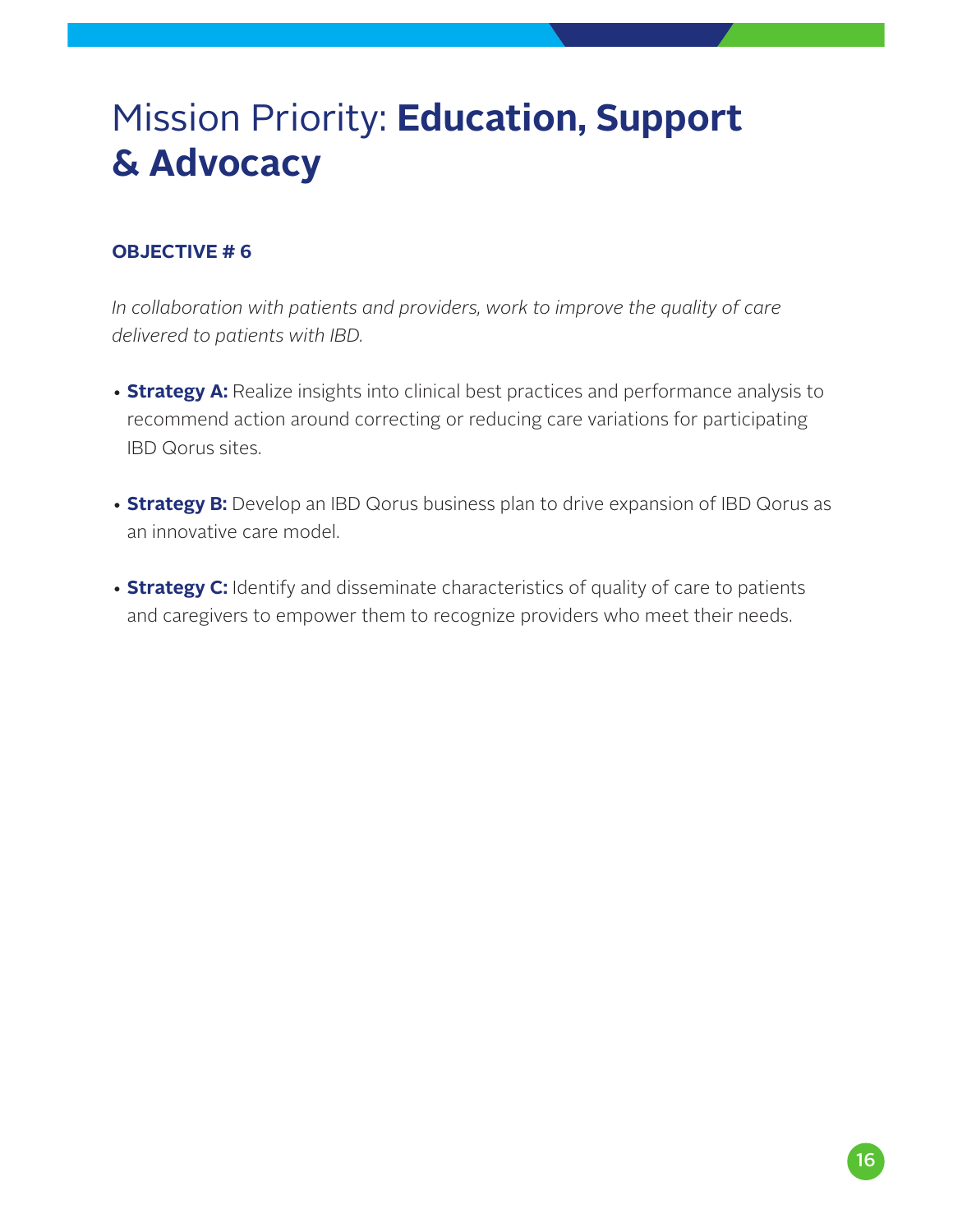# Mission Priority: **Education, Support & Advocacy**

**OBJECTIVE # 6**

*In collaboration with patients and providers, work to improve the quality of care delivered to patients with IBD.*

- **Strategy A:** Realize insights into clinical best practices and performance analysis to recommend action around correcting or reducing care variations for participating IBD Qorus sites.
- **Strategy B:** Develop an IBD Qorus business plan to drive expansion of IBD Qorus as an innovative care model.
- **Strategy C:** Identify and disseminate characteristics of quality of care to patients and caregivers to empower them to recognize providers who meet their needs.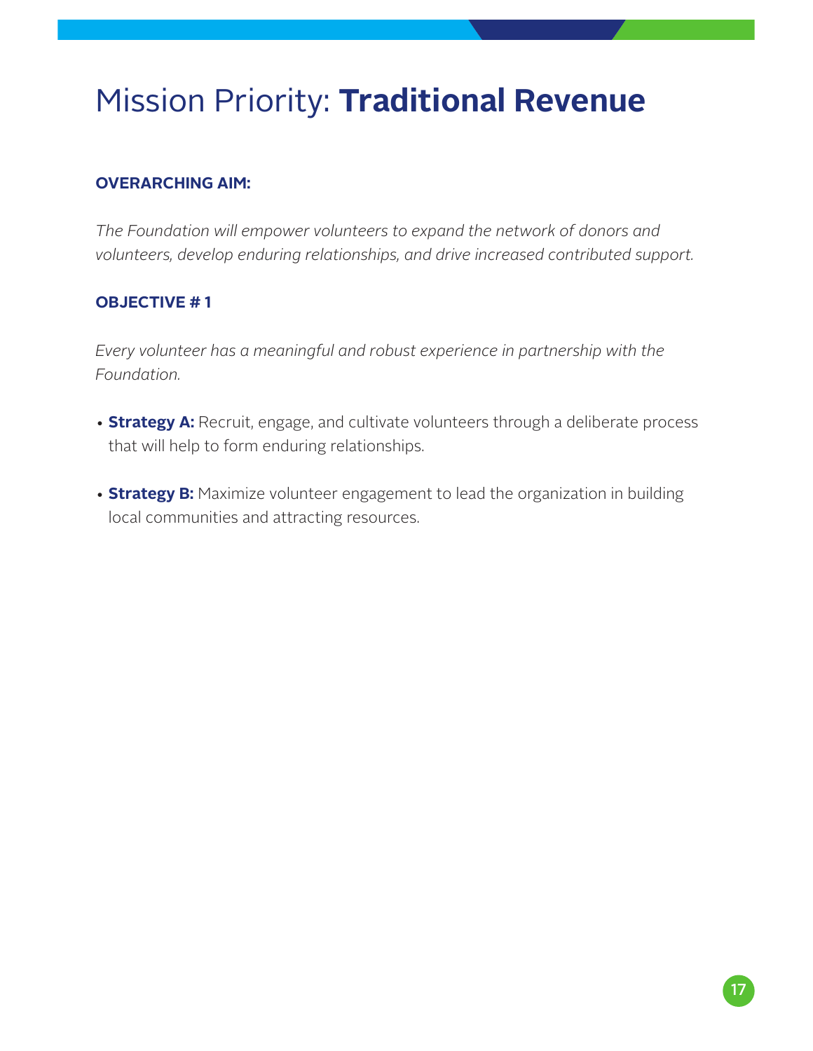# Mission Priority: **Traditional Revenue**

**OVERARCHING AIM:**

*The Foundation will empower volunteers to expand the network of donors and volunteers, develop enduring relationships, and drive increased contributed support.*

**OBJECTIVE # 1**

*Every volunteer has a meaningful and robust experience in partnership with the Foundation.*

- **Strategy A:** Recruit, engage, and cultivate volunteers through a deliberate process that will help to form enduring relationships.
- **Strategy B:** Maximize volunteer engagement to lead the organization in building local communities and attracting resources.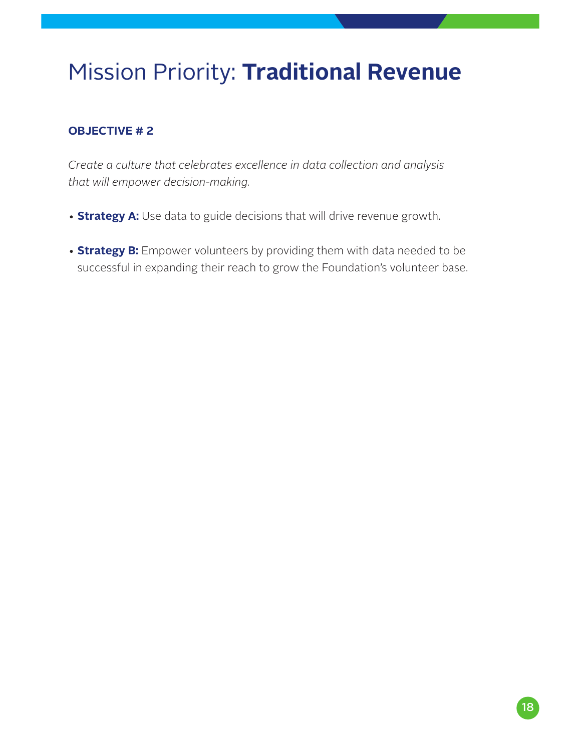# Mission Priority: **Traditional Revenue**

### OBJECTIVE # 2

*Create a culture that celebrates excellence in data collection and analysis that will empower decision-making.*

- **Strategy A:** Use data to guide decisions that will drive revenue growth.
- **Strategy B:** Empower volunteers by providing them with data needed to be successful in expanding their reach to grow the Foundation's volunteer base.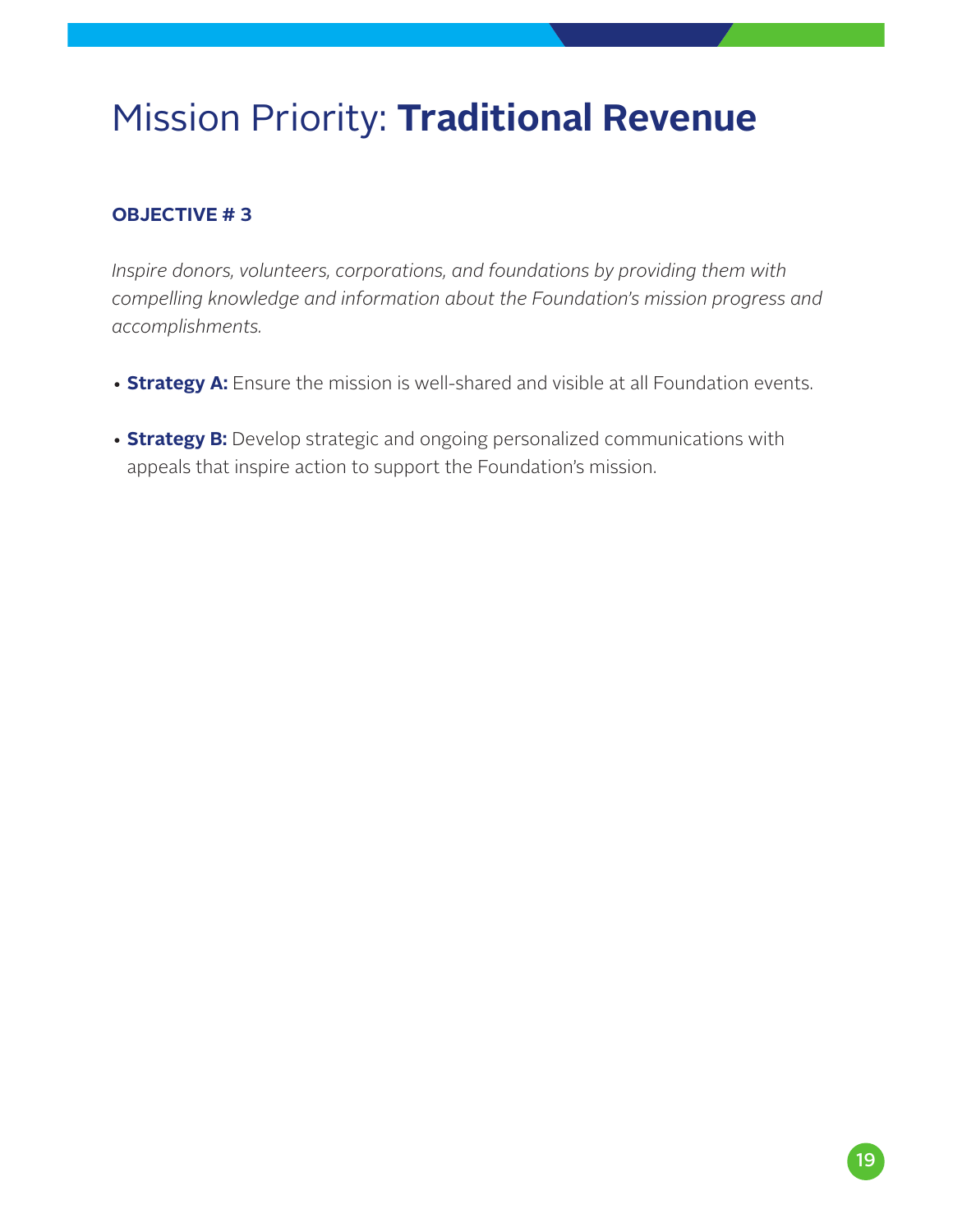# Mission Priority: **Traditional Revenue**

**OBJECTIVE # 3**

*Inspire donors, volunteers, corporations, and foundations by providing them with compelling knowledge and information about the Foundation's mission progress and accomplishments.*

- **Strategy A:** Ensure the mission is well-shared and visible at all Foundation events.
- **Strategy B:** Develop strategic and ongoing personalized communications with appeals that inspire action to support the Foundation's mission.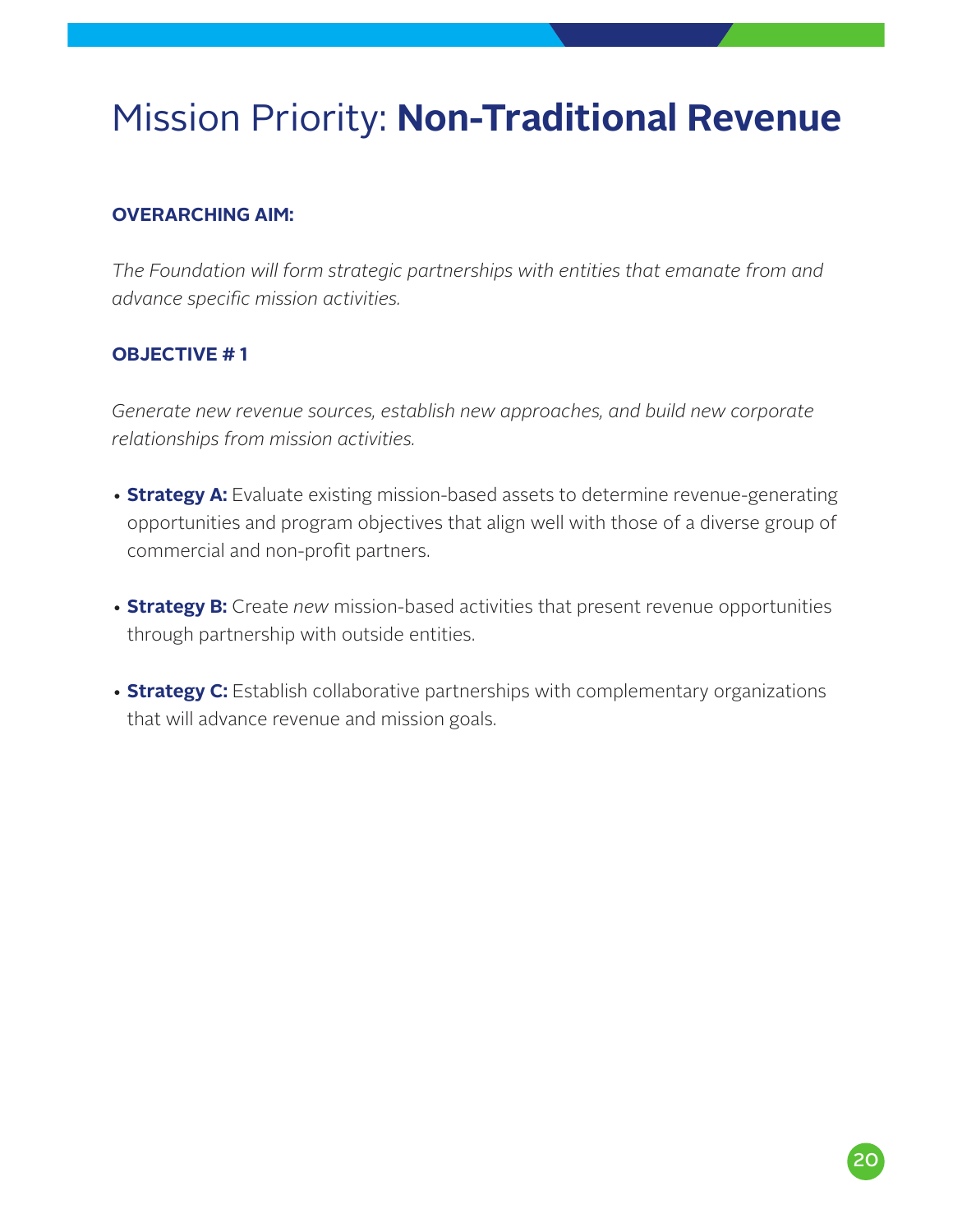# Mission Priority: **Non-Traditional Revenue**

**OVERARCHING AIM:**

*The Foundation will form strategic partnerships with entities that emanate from and advance specific mission activities.*

**OBJECTIVE # 1**

*Generate new revenue sources, establish new approaches, and build new corporate relationships from mission activities.*

- **Strategy A:** Evaluate existing mission-based assets to determine revenue-generating opportunities and program objectives that align well with those of a diverse group of commercial and non-profit partners.
- **Strategy B:** Create *new* mission-based activities that present revenue opportunities through partnership with outside entities.
- **Strategy C:** Establish collaborative partnerships with complementary organizations that will advance revenue and mission goals.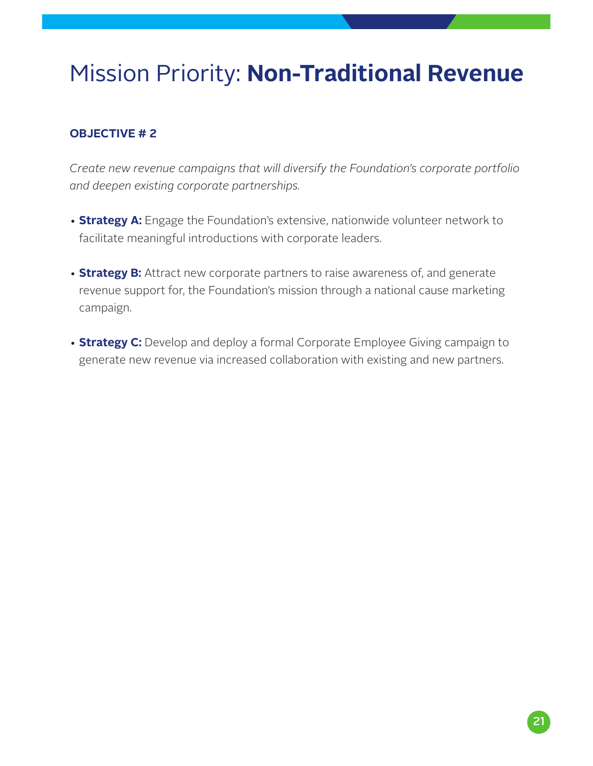# Mission Priority: **Non-Traditional Revenue**

### OBJECTIVE # 2

*Create new revenue campaigns that will diversify the Foundation's corporate portfolio and deepen existing corporate partnerships.*

- **Strategy A:** Engage the Foundation's extensive, nationwide volunteer network to facilitate meaningful introductions with corporate leaders.
- **Strategy B:** Attract new corporate partners to raise awareness of, and generate revenue support for, the Foundation's mission through a national cause marketing campaign.
- **Strategy C:** Develop and deploy a formal Corporate Employee Giving campaign to generate new revenue via increased collaboration with existing and new partners.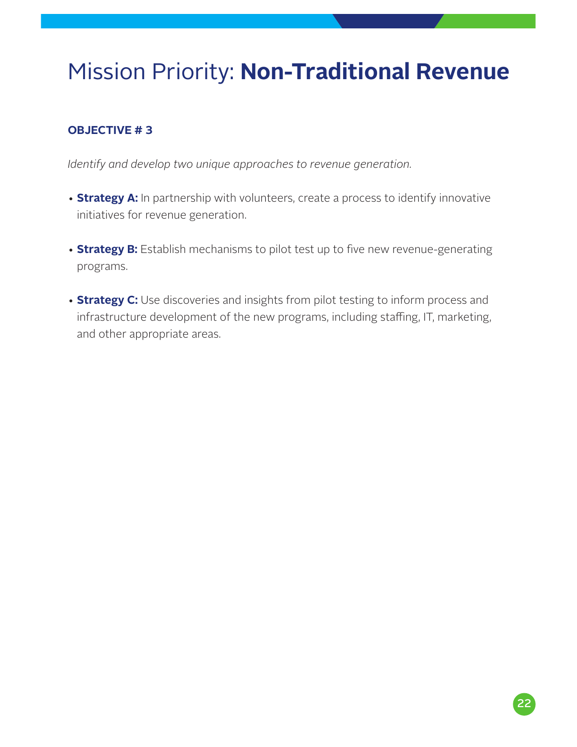# Mission Priority: **Non-Traditional Revenue**

**OBJECTIVE # 3**

*Identify and develop two unique approaches to revenue generation.*

- **Strategy A:** In partnership with volunteers, create a process to identify innovative initiatives for revenue generation.
- **Strategy B:** Establish mechanisms to pilot test up to five new revenue-generating programs.
- **Strategy C:** Use discoveries and insights from pilot testing to inform process and infrastructure development of the new programs, including staffing, IT, marketing, and other appropriate areas.